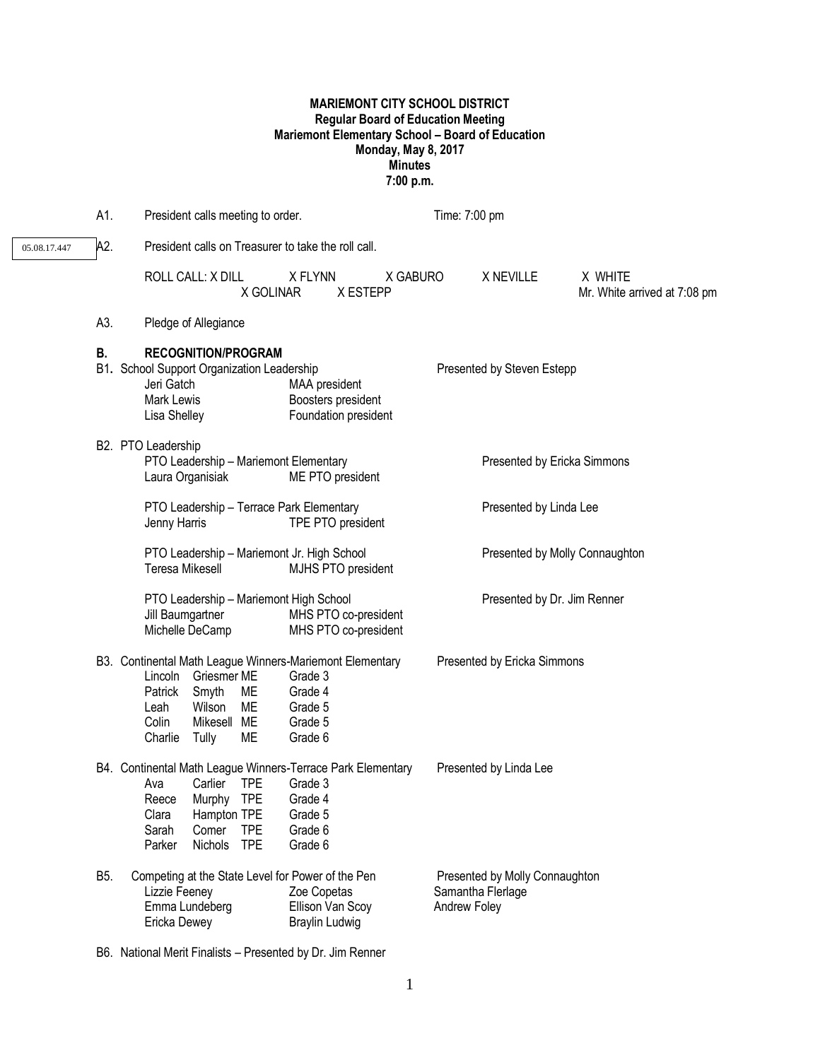**MARIEMONT CITY SCHOOL DISTRICT**
**Regular Board of Education Meeting**
**Mariemont Elementary School – Board of Education**
**Monday, May 8, 2017**
**Minutes**
**7:00 p.m.**

A1. President calls meeting to order. Time: 7:00 pm

05.08.17.447

A2. President calls on Treasurer to take the roll call.

ROLL CALL: X DILL X FLYNN X GABURO X NEVILLE X WHITE
X GOLINAR X ESTEPP

Mr. White arrived at 7:08 pm

A3. Pledge of Allegiance

**B. RECOGNITION/PROGRAM**

B1. School Support Organization Leadership — Presented by Steven Estepp

| | |
|---|---|
| Jeri Gatch | MAA president |
| Mark Lewis | Boosters president |
| Lisa Shelley | Foundation president |

B2. PTO Leadership

PTO Leadership – Mariemont Elementary — Presented by Ericka Simmons
Laura Organisiak — ME PTO president

PTO Leadership – Terrace Park Elementary — Presented by Linda Lee
Jenny Harris — TPE PTO president

PTO Leadership – Mariemont Jr. High School — Presented by Molly Connaughton
Teresa Mikesell — MJHS PTO president

PTO Leadership – Mariemont High School — Presented by Dr. Jim Renner
Jill Baumgartner — MHS PTO co-president
Michelle DeCamp — MHS PTO co-president

B3. Continental Math League Winners-Mariemont Elementary — Presented by Ericka Simmons

| | | | |
|---|---|---|---|
| Lincoln | Griesmer | ME | Grade 3 |
| Patrick | Smyth | ME | Grade 4 |
| Leah | Wilson | ME | Grade 5 |
| Colin | Mikesell | ME | Grade 5 |
| Charlie | Tully | ME | Grade 6 |

B4. Continental Math League Winners-Terrace Park Elementary — Presented by Linda Lee

| | | | |
|---|---|---|---|
| Ava | Carlier | TPE | Grade 3 |
| Reece | Murphy | TPE | Grade 4 |
| Clara | Hampton | TPE | Grade 5 |
| Sarah | Comer | TPE | Grade 6 |
| Parker | Nichols | TPE | Grade 6 |

B5. Competing at the State Level for Power of the Pen — Presented by Molly Connaughton

| | | |
|---|---|---|
| Lizzie Feeney | Zoe Copetas | Samantha Flerlage |
| Emma Lundeberg | Ellison Van Scoy | Andrew Foley |
| Ericka Dewey | Braylin Ludwig | |

B6. National Merit Finalists – Presented by Dr. Jim Renner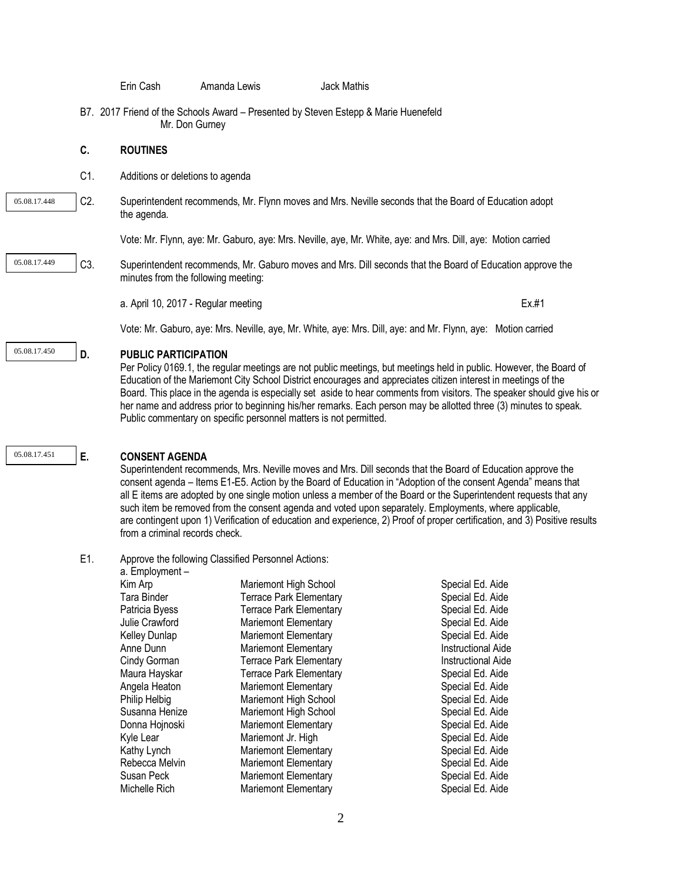Erin Cash | Amanda Lewis | Jack Mathis

B7. 2017 Friend of the Schools Award – Presented by Steven Estepp & Marie Huenefeld
Mr. Don Gurney

## C. ROUTINES

C1. Additions or deletions to agenda

05.08.17.448

C2. Superintendent recommends, Mr. Flynn moves and Mrs. Neville seconds that the Board of Education adopt the agenda.

Vote: Mr. Flynn, aye: Mr. Gaburo, aye: Mrs. Neville, aye, Mr. White, aye: and Mrs. Dill, aye: Motion carried

05.08.17.449

C3. Superintendent recommends, Mr. Gaburo moves and Mrs. Dill seconds that the Board of Education approve the minutes from the following meeting:

a. April 10, 2017 - Regular meeting Ex.#1

Vote: Mr. Gaburo, aye: Mrs. Neville, aye, Mr. White, aye: Mrs. Dill, aye: and Mr. Flynn, aye: Motion carried

05.08.17.450

## D. PUBLIC PARTICIPATION

Per Policy 0169.1, the regular meetings are not public meetings, but meetings held in public. However, the Board of Education of the Mariemont City School District encourages and appreciates citizen interest in meetings of the Board. This place in the agenda is especially set aside to hear comments from visitors. The speaker should give his or her name and address prior to beginning his/her remarks. Each person may be allotted three (3) minutes to speak. Public commentary on specific personnel matters is not permitted.

05.08.17.451

## E. CONSENT AGENDA

Superintendent recommends, Mrs. Neville moves and Mrs. Dill seconds that the Board of Education approve the consent agenda – Items E1-E5. Action by the Board of Education in "Adoption of the consent Agenda" means that all E items are adopted by one single motion unless a member of the Board or the Superintendent requests that any such item be removed from the consent agenda and voted upon separately. Employments, where applicable, are contingent upon 1) Verification of education and experience, 2) Proof of proper certification, and 3) Positive results from a criminal records check.

E1. Approve the following Classified Personnel Actions:

a. Employment –

| | | |
|---|---|---|
| Kim Arp | Mariemont High School | Special Ed. Aide |
| Tara Binder | Terrace Park Elementary | Special Ed. Aide |
| Patricia Byess | Terrace Park Elementary | Special Ed. Aide |
| Julie Crawford | Mariemont Elementary | Special Ed. Aide |
| Kelley Dunlap | Mariemont Elementary | Special Ed. Aide |
| Anne Dunn | Mariemont Elementary | Instructional Aide |
| Cindy Gorman | Terrace Park Elementary | Instructional Aide |
| Maura Hayskar | Terrace Park Elementary | Special Ed. Aide |
| Angela Heaton | Mariemont Elementary | Special Ed. Aide |
| Philip Helbig | Mariemont High School | Special Ed. Aide |
| Susanna Henize | Mariemont High School | Special Ed. Aide |
| Donna Hojnoski | Mariemont Elementary | Special Ed. Aide |
| Kyle Lear | Mariemont Jr. High | Special Ed. Aide |
| Kathy Lynch | Mariemont Elementary | Special Ed. Aide |
| Rebecca Melvin | Mariemont Elementary | Special Ed. Aide |
| Susan Peck | Mariemont Elementary | Special Ed. Aide |
| Michelle Rich | Mariemont Elementary | Special Ed. Aide |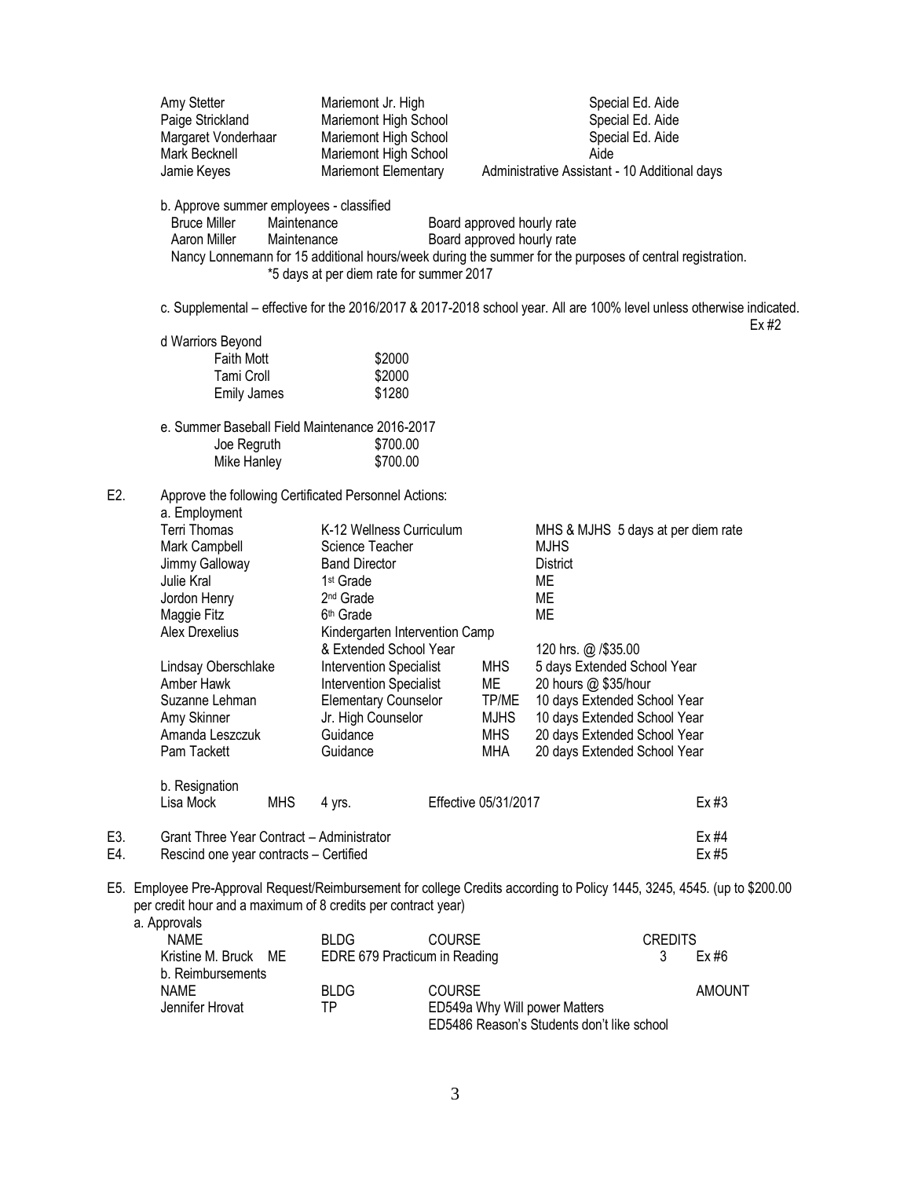| | | |
|---|---|---|
| Amy Stetter | Mariemont Jr. High | Special Ed. Aide |
| Paige Strickland | Mariemont High School | Special Ed. Aide |
| Margaret Vonderhaar | Mariemont High School | Special Ed. Aide |
| Mark Becknell | Mariemont High School | Aide |
| Jamie Keyes | Mariemont Elementary | Administrative Assistant - 10 Additional days |

b. Approve summer employees - classified

| | | |
|---|---|---|
| Bruce Miller | Maintenance | Board approved hourly rate |
| Aaron Miller | Maintenance | Board approved hourly rate |

Nancy Lonnemann for 15 additional hours/week during the summer for the purposes of central registration.
*5 days at per diem rate for summer 2017

c. Supplemental – effective for the 2016/2017 & 2017-2018 school year. All are 100% level unless otherwise indicated. Ex #2

d Warriors Beyond

| | |
|---|---|
| Faith Mott | $2000 |
| Tami Croll | $2000 |
| Emily James | $1280 |

e. Summer Baseball Field Maintenance 2016-2017

| | |
|---|---|
| Joe Regruth | $700.00 |
| Mike Hanley | $700.00 |

E2. Approve the following Certificated Personnel Actions:

a. Employment

| | | | |
|---|---|---|---|
| Terri Thomas | K-12 Wellness Curriculum | | MHS & MJHS 5 days at per diem rate |
| Mark Campbell | Science Teacher | | MJHS |
| Jimmy Galloway | Band Director | | District |
| Julie Kral | 1st Grade | | ME |
| Jordon Henry | 2nd Grade | | ME |
| Maggie Fitz | 6th Grade | | ME |
| Alex Drexelius | Kindergarten Intervention Camp & Extended School Year | | 120 hrs. @ /$35.00 |
| Lindsay Oberschlake | Intervention Specialist | MHS | 5 days Extended School Year |
| Amber Hawk | Intervention Specialist | ME | 20 hours @ $35/hour |
| Suzanne Lehman | Elementary Counselor | TP/ME | 10 days Extended School Year |
| Amy Skinner | Jr. High Counselor | MJHS | 10 days Extended School Year |
| Amanda Leszczuk | Guidance | MHS | 20 days Extended School Year |
| Pam Tackett | Guidance | MHA | 20 days Extended School Year |

b. Resignation

| | | | | |
|---|---|---|---|---|
| Lisa Mock | MHS | 4 yrs. | Effective 05/31/2017 | Ex #3 |

E3. Grant Three Year Contract – Administrator Ex #4

E4. Rescind one year contracts – Certified Ex #5

E5. Employee Pre-Approval Request/Reimbursement for college Credits according to Policy 1445, 3245, 4545. (up to $200.00 per credit hour and a maximum of 8 credits per contract year)

a. Approvals

| NAME | BLDG | COURSE | CREDITS | |
|---|---|---|---|---|
| Kristine M. Bruck | ME | EDRE 679 Practicum in Reading | 3 | Ex #6 |

b. Reimbursements

| NAME | BLDG | COURSE | AMOUNT |
|---|---|---|---|
| Jennifer Hrovat | TP | ED549a Why Will power Matters<br>ED5486 Reason's Students don't like school | |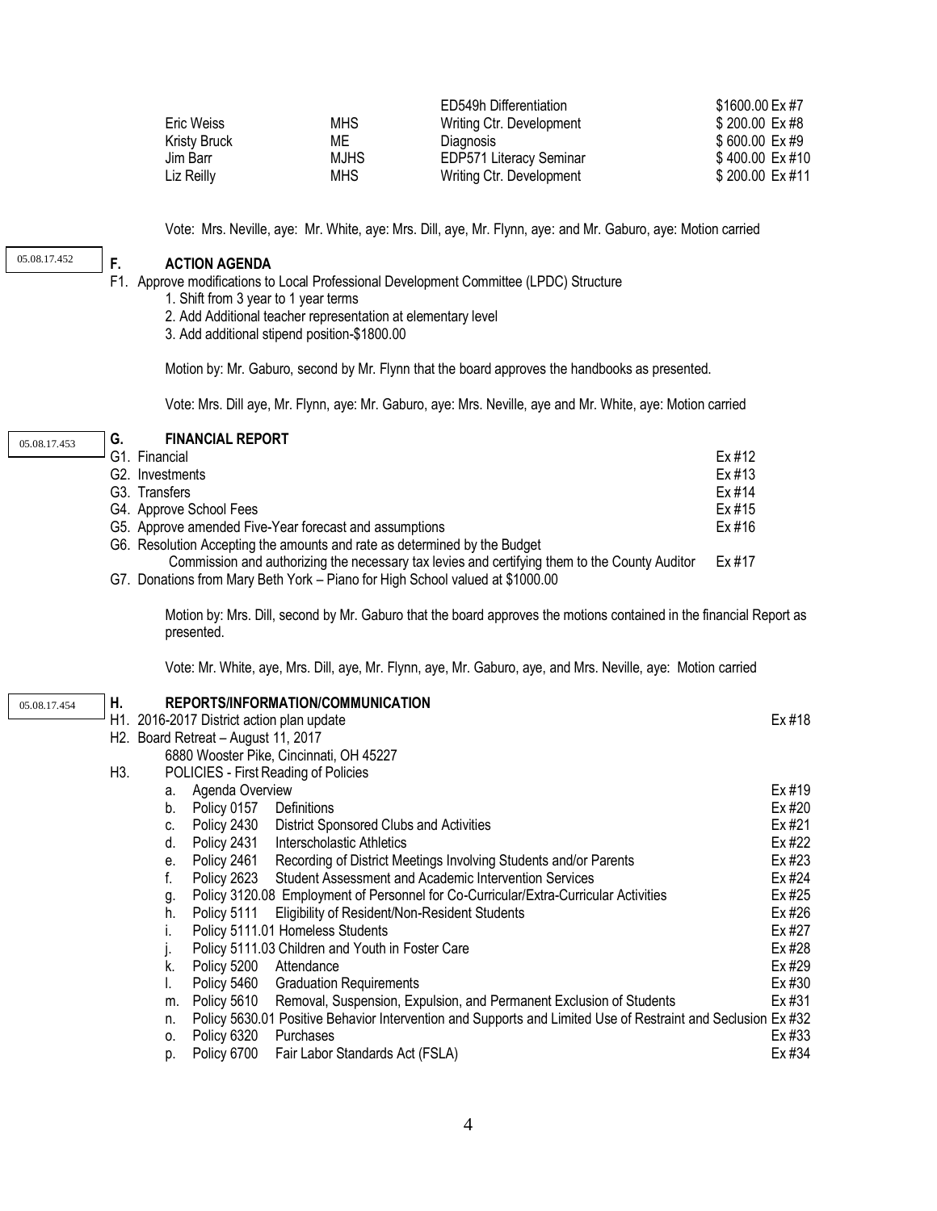| | | | |
|---|---|---|---|
| | | ED549h Differentiation | $1600.00 Ex #7 |
| Eric Weiss | MHS | Writing Ctr. Development | $ 200.00 Ex #8 |
| Kristy Bruck | ME | Diagnosis | $ 600.00 Ex #9 |
| Jim Barr | MJHS | EDP571 Literacy Seminar | $ 400.00 Ex #10 |
| Liz Reilly | MHS | Writing Ctr. Development | $ 200.00 Ex #11 |

Vote: Mrs. Neville, aye: Mr. White, aye: Mrs. Dill, aye, Mr. Flynn, aye: and Mr. Gaburo, aye: Motion carried

05.08.17.452

**F. ACTION AGENDA**

F1. Approve modifications to Local Professional Development Committee (LPDC) Structure

1. Shift from 3 year to 1 year terms
2. Add Additional teacher representation at elementary level
3. Add additional stipend position-$1800.00

Motion by: Mr. Gaburo, second by Mr. Flynn that the board approves the handbooks as presented.

Vote: Mrs. Dill aye, Mr. Flynn, aye: Mr. Gaburo, aye: Mrs. Neville, aye and Mr. White, aye: Motion carried

05.08.17.453

**G. FINANCIAL REPORT**

| | |
|---|---|
| G1. Financial | Ex #12 |
| G2. Investments | Ex #13 |
| G3. Transfers | Ex #14 |
| G4. Approve School Fees | Ex #15 |
| G5. Approve amended Five-Year forecast and assumptions | Ex #16 |
| G6. Resolution Accepting the amounts and rate as determined by the Budget Commission and authorizing the necessary tax levies and certifying them to the County Auditor | Ex #17 |
| G7. Donations from Mary Beth York – Piano for High School valued at $1000.00 | |

Motion by: Mrs. Dill, second by Mr. Gaburo that the board approves the motions contained in the financial Report as presented.

Vote: Mr. White, aye, Mrs. Dill, aye, Mr. Flynn, aye, Mr. Gaburo, aye, and Mrs. Neville, aye: Motion carried

05.08.17.454

**H. REPORTS/INFORMATION/COMMUNICATION**

H1. 2016-2017 District action plan update — Ex #18

H2. Board Retreat – August 11, 2017
6880 Wooster Pike, Cincinnati, OH 45227

H3. POLICIES - First Reading of Policies

| | | |
|---|---|---|
| a. | Agenda Overview | Ex #19 |
| b. | Policy 0157 Definitions | Ex #20 |
| c. | Policy 2430 District Sponsored Clubs and Activities | Ex #21 |
| d. | Policy 2431 Interscholastic Athletics | Ex #22 |
| e. | Policy 2461 Recording of District Meetings Involving Students and/or Parents | Ex #23 |
| f. | Policy 2623 Student Assessment and Academic Intervention Services | Ex #24 |
| g. | Policy 3120.08 Employment of Personnel for Co-Curricular/Extra-Curricular Activities | Ex #25 |
| h. | Policy 5111 Eligibility of Resident/Non-Resident Students | Ex #26 |
| i. | Policy 5111.01 Homeless Students | Ex #27 |
| j. | Policy 5111.03 Children and Youth in Foster Care | Ex #28 |
| k. | Policy 5200 Attendance | Ex #29 |
| l. | Policy 5460 Graduation Requirements | Ex #30 |
| m. | Policy 5610 Removal, Suspension, Expulsion, and Permanent Exclusion of Students | Ex #31 |
| n. | Policy 5630.01 Positive Behavior Intervention and Supports and Limited Use of Restraint and Seclusion | Ex #32 |
| o. | Policy 6320 Purchases | Ex #33 |
| p. | Policy 6700 Fair Labor Standards Act (FSLA) | Ex #34 |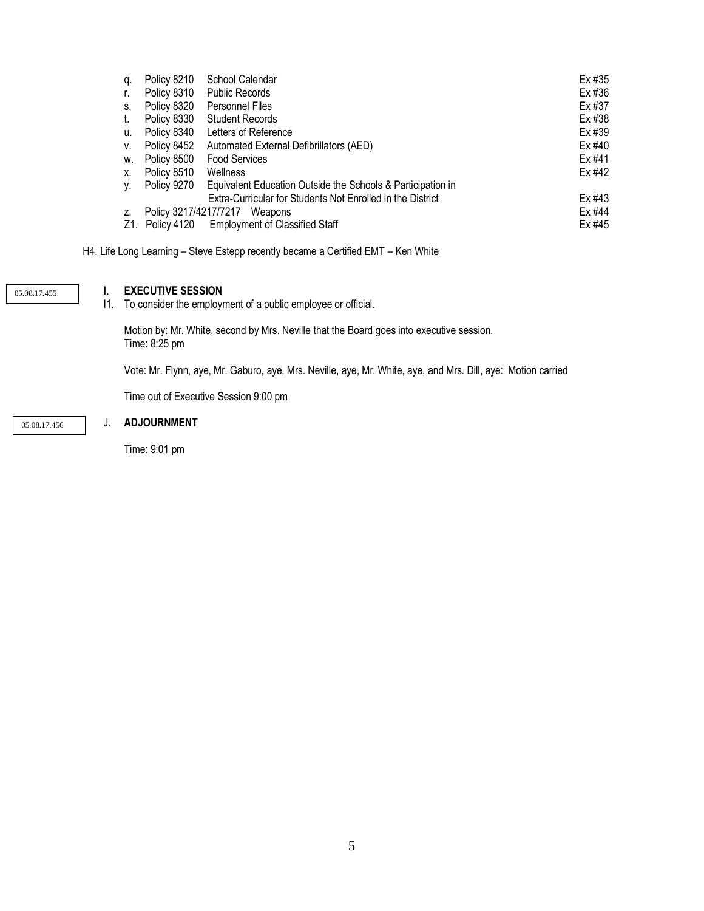| | | | |
|---|---|---|---|
| q. | Policy 8210 | School Calendar | Ex #35 |
| r. | Policy 8310 | Public Records | Ex #36 |
| s. | Policy 8320 | Personnel Files | Ex #37 |
| t. | Policy 8330 | Student Records | Ex #38 |
| u. | Policy 8340 | Letters of Reference | Ex #39 |
| v. | Policy 8452 | Automated External Defibrillators (AED) | Ex #40 |
| w. | Policy 8500 | Food Services | Ex #41 |
| x. | Policy 8510 | Wellness | Ex #42 |
| y. | Policy 9270 | Equivalent Education Outside the Schools & Participation in Extra-Curricular for Students Not Enrolled in the District | Ex #43 |
| z. | Policy 3217/4217/7217 | Weapons | Ex #44 |
| Z1. | Policy 4120 | Employment of Classified Staff | Ex #45 |

H4. Life Long Learning – Steve Estepp recently became a Certified EMT – Ken White

05.08.17.455

## I. EXECUTIVE SESSION

I1. To consider the employment of a public employee or official.

Motion by: Mr. White, second by Mrs. Neville that the Board goes into executive session.
Time: 8:25 pm

Vote: Mr. Flynn, aye, Mr. Gaburo, aye, Mrs. Neville, aye, Mr. White, aye, and Mrs. Dill, aye: Motion carried

Time out of Executive Session 9:00 pm

05.08.17.456

## J. ADJOURNMENT

Time: 9:01 pm